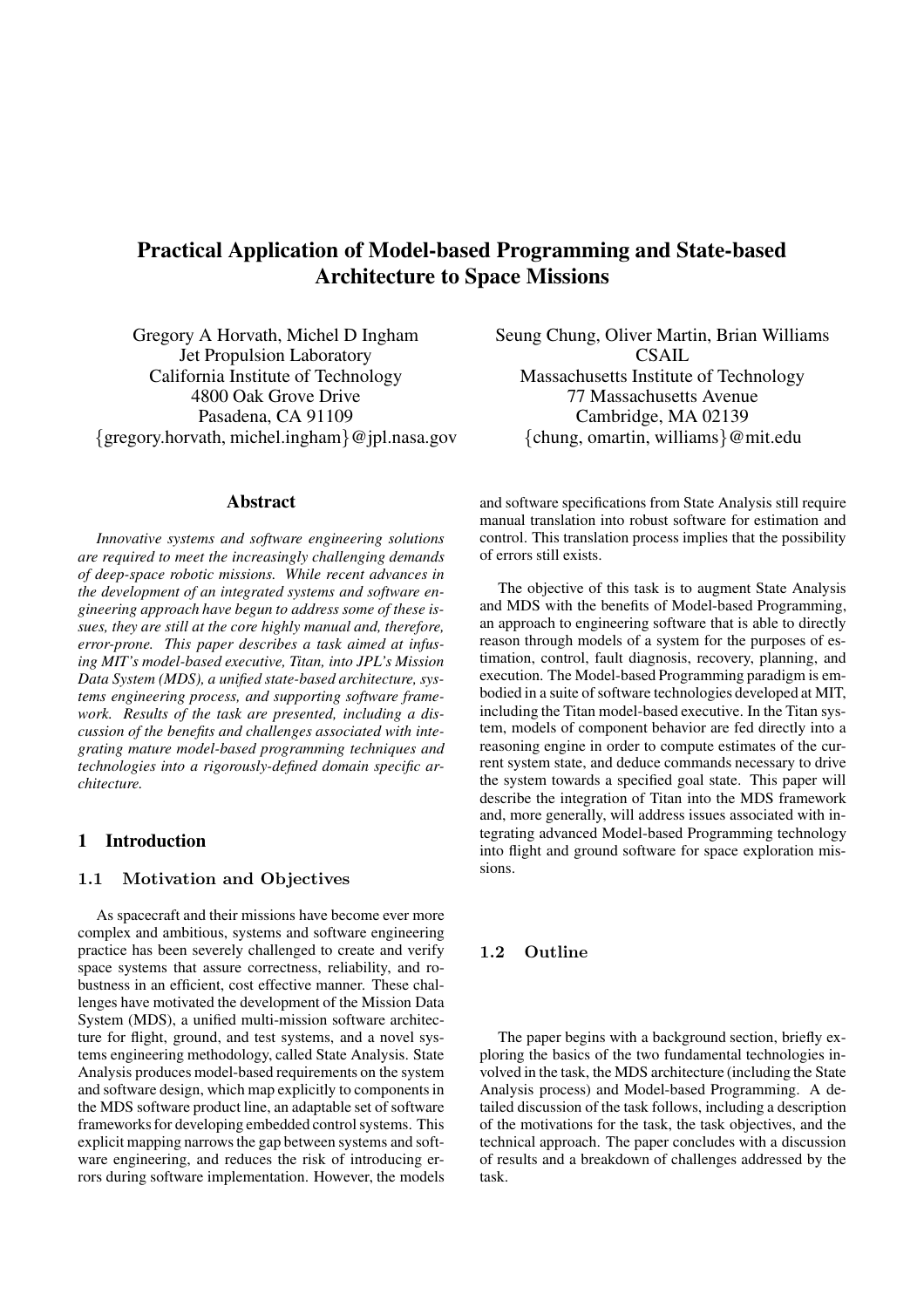# Practical Application of Model-based Programming and State-based Architecture to Space Missions

Gregory A Horvath, Michel D Ingham
Jet Propulsion Laboratory
California Institute of Technology
4800 Oak Grove Drive
Pasadena, CA 91109
{gregory.horvath, michel.ingham}@jpl.nasa.gov

Seung Chung, Oliver Martin, Brian Williams
CSAIL
Massachusetts Institute of Technology
77 Massachusetts Avenue
Cambridge, MA 02139
{chung, omartin, williams}@mit.edu

## Abstract

*Innovative systems and software engineering solutions are required to meet the increasingly challenging demands of deep-space robotic missions. While recent advances in the development of an integrated systems and software engineering approach have begun to address some of these issues, they are still at the core highly manual and, therefore, error-prone. This paper describes a task aimed at infusing MIT's model-based executive, Titan, into JPL's Mission Data System (MDS), a unified state-based architecture, systems engineering process, and supporting software framework. Results of the task are presented, including a discussion of the benefits and challenges associated with integrating mature model-based programming techniques and technologies into a rigorously-defined domain specific architecture.*

## 1 Introduction

### 1.1 Motivation and Objectives

As spacecraft and their missions have become ever more complex and ambitious, systems and software engineering practice has been severely challenged to create and verify space systems that assure correctness, reliability, and robustness in an efficient, cost effective manner. These challenges have motivated the development of the Mission Data System (MDS), a unified multi-mission software architecture for flight, ground, and test systems, and a novel systems engineering methodology, called State Analysis. State Analysis produces model-based requirements on the system and software design, which map explicitly to components in the MDS software product line, an adaptable set of software frameworks for developing embedded control systems. This explicit mapping narrows the gap between systems and software engineering, and reduces the risk of introducing errors during software implementation. However, the models and software specifications from State Analysis still require manual translation into robust software for estimation and control. This translation process implies that the possibility of errors still exists.

The objective of this task is to augment State Analysis and MDS with the benefits of Model-based Programming, an approach to engineering software that is able to directly reason through models of a system for the purposes of estimation, control, fault diagnosis, recovery, planning, and execution. The Model-based Programming paradigm is embodied in a suite of software technologies developed at MIT, including the Titan model-based executive. In the Titan system, models of component behavior are fed directly into a reasoning engine in order to compute estimates of the current system state, and deduce commands necessary to drive the system towards a specified goal state. This paper will describe the integration of Titan into the MDS framework and, more generally, will address issues associated with integrating advanced Model-based Programming technology into flight and ground software for space exploration missions.

### 1.2 Outline

The paper begins with a background section, briefly exploring the basics of the two fundamental technologies involved in the task, the MDS architecture (including the State Analysis process) and Model-based Programming. A detailed discussion of the task follows, including a description of the motivations for the task, the task objectives, and the technical approach. The paper concludes with a discussion of results and a breakdown of challenges addressed by the task.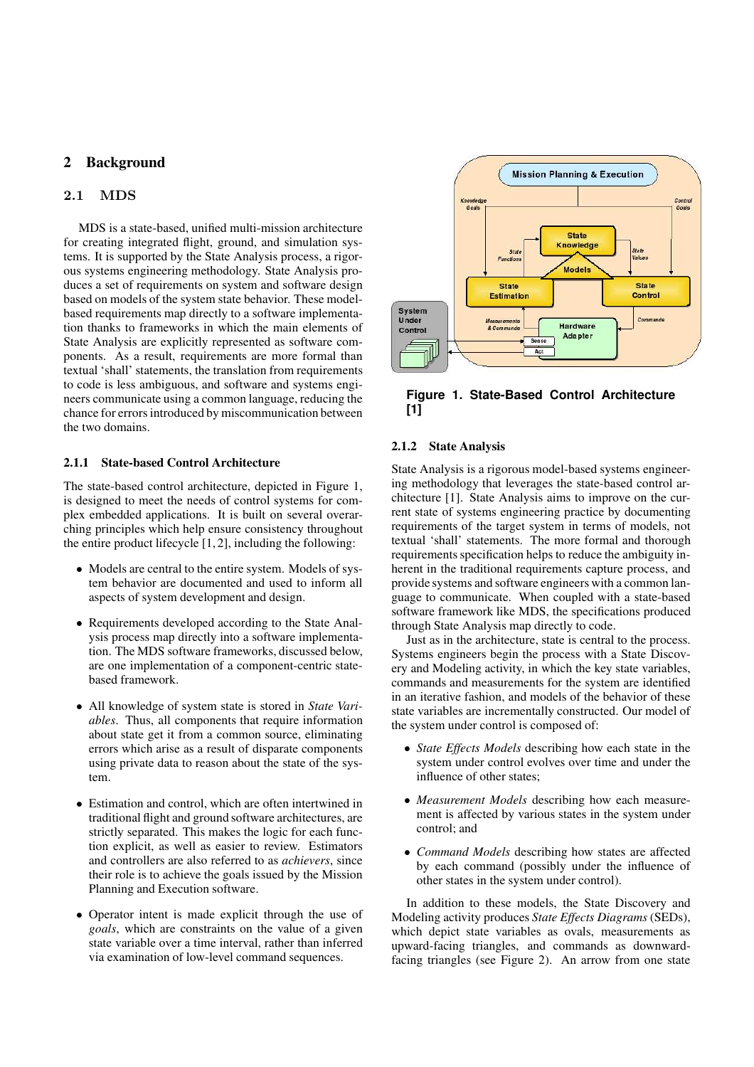## 2 Background

### 2.1 MDS

MDS is a state-based, unified multi-mission architecture for creating integrated flight, ground, and simulation systems. It is supported by the State Analysis process, a rigorous systems engineering methodology. State Analysis produces a set of requirements on system and software design based on models of the system state behavior. These model-based requirements map directly to a software implementation thanks to frameworks in which the main elements of State Analysis are explicitly represented as software components. As a result, requirements are more formal than textual 'shall' statements, the translation from requirements to code is less ambiguous, and software and systems engineers communicate using a common language, reducing the chance for errors introduced by miscommunication between the two domains.

#### 2.1.1 State-based Control Architecture

The state-based control architecture, depicted in Figure 1, is designed to meet the needs of control systems for complex embedded applications. It is built on several overarching principles which help ensure consistency throughout the entire product lifecycle [1, 2], including the following:

- Models are central to the entire system. Models of system behavior are documented and used to inform all aspects of system development and design.
- Requirements developed according to the State Analysis process map directly into a software implementation. The MDS software frameworks, discussed below, are one implementation of a component-centric state-based framework.
- All knowledge of system state is stored in *State Variables*. Thus, all components that require information about state get it from a common source, eliminating errors which arise as a result of disparate components using private data to reason about the state of the system.
- Estimation and control, which are often intertwined in traditional flight and ground software architectures, are strictly separated. This makes the logic for each function explicit, as well as easier to review. Estimators and controllers are also referred to as *achievers*, since their role is to achieve the goals issued by the Mission Planning and Execution software.
- Operator intent is made explicit through the use of *goals*, which are constraints on the value of a given state variable over a time interval, rather than inferred via examination of low-level command sequences.

Mission Planning & Execution
Knowledge Goals
Control Goals
State Knowledge
Models
State Functions
State Values
State Estimation
State Control
System Under Control
Measurements & Commands
Commands
Hardware Adapter
Sense
Act

**Figure 1. State-Based Control Architecture [1]**

#### 2.1.2 State Analysis

State Analysis is a rigorous model-based systems engineering methodology that leverages the state-based control architecture [1]. State Analysis aims to improve on the current state of systems engineering practice by documenting requirements of the target system in terms of models, not textual 'shall' statements. The more formal and thorough requirements specification helps to reduce the ambiguity inherent in the traditional requirements capture process, and provide systems and software engineers with a common language to communicate. When coupled with a state-based software framework like MDS, the specifications produced through State Analysis map directly to code.

Just as in the architecture, state is central to the process. Systems engineers begin the process with a State Discovery and Modeling activity, in which the key state variables, commands and measurements for the system are identified in an iterative fashion, and models of the behavior of these state variables are incrementally constructed. Our model of the system under control is composed of:

- *State Effects Models* describing how each state in the system under control evolves over time and under the influence of other states;
- *Measurement Models* describing how each measurement is affected by various states in the system under control; and
- *Command Models* describing how states are affected by each command (possibly under the influence of other states in the system under control).

In addition to these models, the State Discovery and Modeling activity produces *State Effects Diagrams* (SEDs), which depict state variables as ovals, measurements as upward-facing triangles, and commands as downward-facing triangles (see Figure 2). An arrow from one state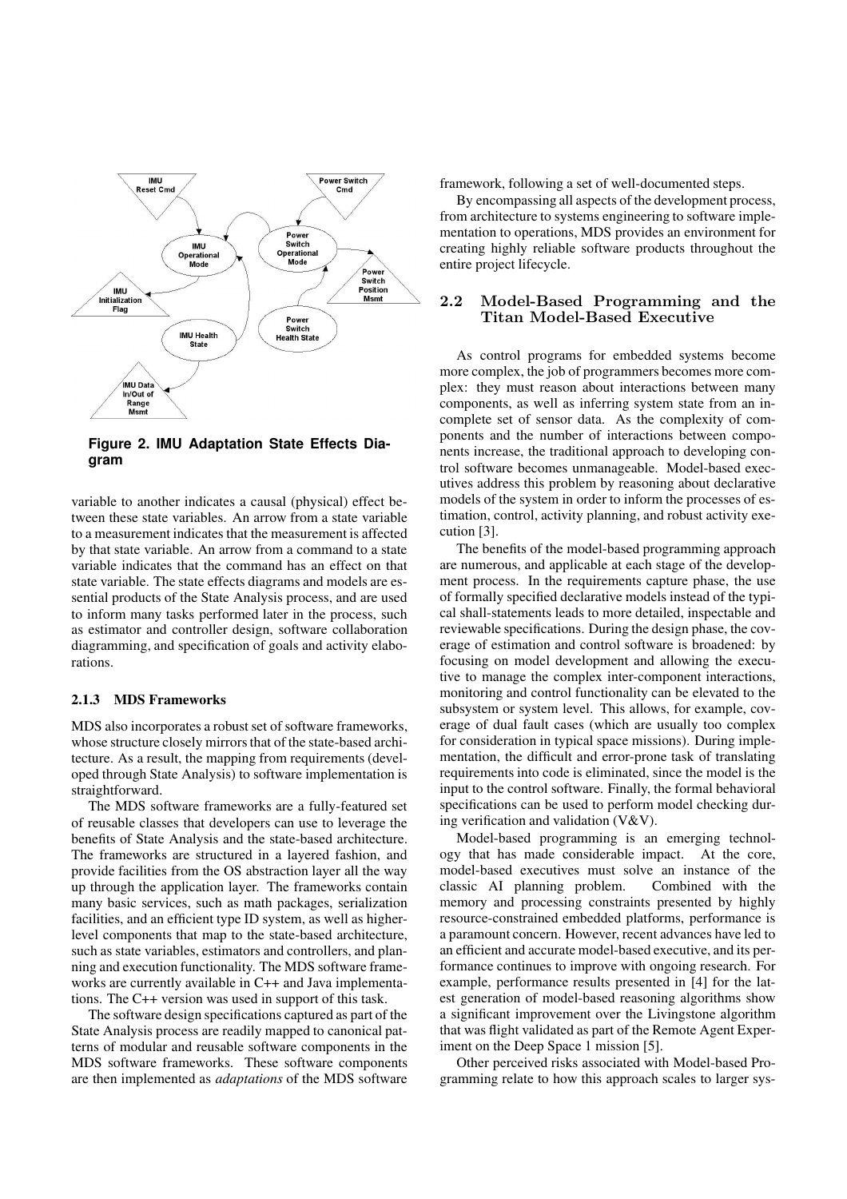IMU Reset Cmd

Power Switch Cmd

IMU Operational Mode

Power Switch Operational Mode

Power Switch Position Msmt

IMU Initialization Flag

IMU Health State

Power Switch Health State

IMU Data In/Out of Range Msmt

**Figure 2. IMU Adaptation State Effects Diagram**

variable to another indicates a causal (physical) effect between these state variables. An arrow from a state variable to a measurement indicates that the measurement is affected by that state variable. An arrow from a command to a state variable indicates that the command has an effect on that state variable. The state effects diagrams and models are essential products of the State Analysis process, and are used to inform many tasks performed later in the process, such as estimator and controller design, software collaboration diagramming, and specification of goals and activity elaborations.

#### 2.1.3 MDS Frameworks

MDS also incorporates a robust set of software frameworks, whose structure closely mirrors that of the state-based architecture. As a result, the mapping from requirements (developed through State Analysis) to software implementation is straightforward.

The MDS software frameworks are a fully-featured set of reusable classes that developers can use to leverage the benefits of State Analysis and the state-based architecture. The frameworks are structured in a layered fashion, and provide facilities from the OS abstraction layer all the way up through the application layer. The frameworks contain many basic services, such as math packages, serialization facilities, and an efficient type ID system, as well as higher-level components that map to the state-based architecture, such as state variables, estimators and controllers, and planning and execution functionality. The MDS software frameworks are currently available in C++ and Java implementations. The C++ version was used in support of this task.

The software design specifications captured as part of the State Analysis process are readily mapped to canonical patterns of modular and reusable software components in the MDS software frameworks. These software components are then implemented as *adaptations* of the MDS software framework, following a set of well-documented steps.

By encompassing all aspects of the development process, from architecture to systems engineering to software implementation to operations, MDS provides an environment for creating highly reliable software products throughout the entire project lifecycle.

### 2.2 Model-Based Programming and the Titan Model-Based Executive

As control programs for embedded systems become more complex, the job of programmers becomes more complex: they must reason about interactions between many components, as well as inferring system state from an incomplete set of sensor data. As the complexity of components and the number of interactions between components increase, the traditional approach to developing control software becomes unmanageable. Model-based executives address this problem by reasoning about declarative models of the system in order to inform the processes of estimation, control, activity planning, and robust activity execution [3].

The benefits of the model-based programming approach are numerous, and applicable at each stage of the development process. In the requirements capture phase, the use of formally specified declarative models instead of the typical shall-statements leads to more detailed, inspectable and reviewable specifications. During the design phase, the coverage of estimation and control software is broadened: by focusing on model development and allowing the executive to manage the complex inter-component interactions, monitoring and control functionality can be elevated to the subsystem or system level. This allows, for example, coverage of dual fault cases (which are usually too complex for consideration in typical space missions). During implementation, the difficult and error-prone task of translating requirements into code is eliminated, since the model is the input to the control software. Finally, the formal behavioral specifications can be used to perform model checking during verification and validation (V&V).

Model-based programming is an emerging technology that has made considerable impact. At the core, model-based executives must solve an instance of the classic AI planning problem. Combined with the memory and processing constraints presented by highly resource-constrained embedded platforms, performance is a paramount concern. However, recent advances have led to an efficient and accurate model-based executive, and its performance continues to improve with ongoing research. For example, performance results presented in [4] for the latest generation of model-based reasoning algorithms show a significant improvement over the Livingstone algorithm that was flight validated as part of the Remote Agent Experiment on the Deep Space 1 mission [5].

Other perceived risks associated with Model-based Programming relate to how this approach scales to larger sys-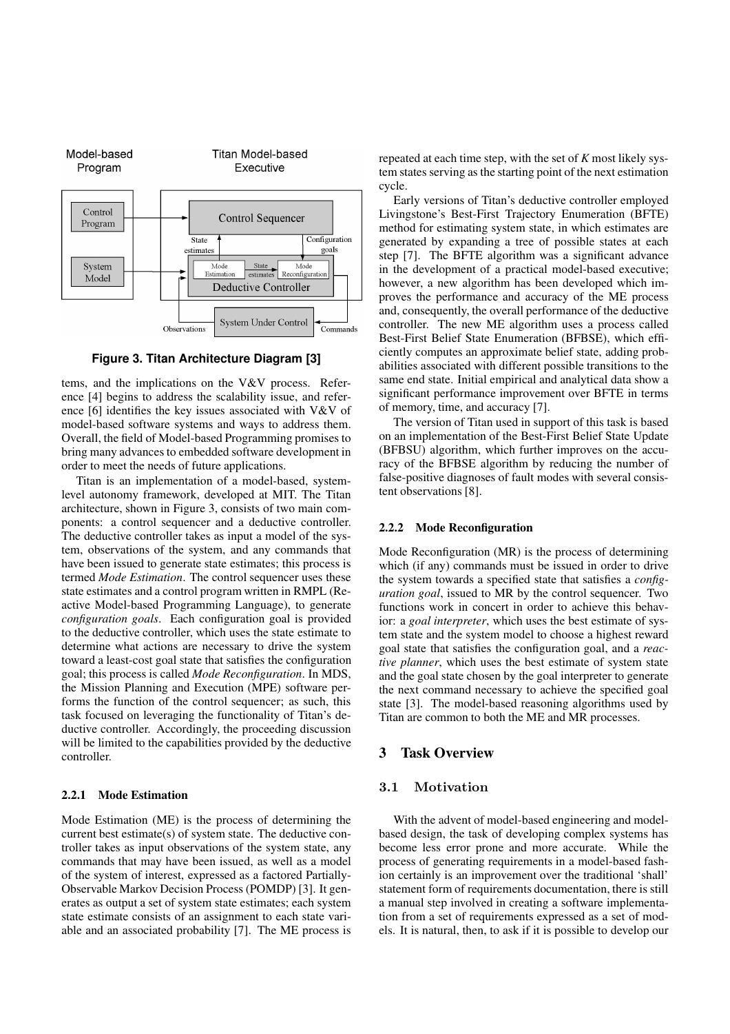Model-based Program

Titan Model-based Executive

Control Program

System Model

Control Sequencer

State estimates

Configuration goals

Mode Estimation

State estimates

Mode Reconfiguration

Deductive Controller

Observations

System Under Control

Commands

**Figure 3. Titan Architecture Diagram [3]**

tems, and the implications on the V&V process. Reference [4] begins to address the scalability issue, and reference [6] identifies the key issues associated with V&V of model-based software systems and ways to address them. Overall, the field of Model-based Programming promises to bring many advances to embedded software development in order to meet the needs of future applications.

Titan is an implementation of a model-based, system-level autonomy framework, developed at MIT. The Titan architecture, shown in Figure 3, consists of two main components: a control sequencer and a deductive controller. The deductive controller takes as input a model of the system, observations of the system, and any commands that have been issued to generate state estimates; this process is termed *Mode Estimation*. The control sequencer uses these state estimates and a control program written in RMPL (Reactive Model-based Programming Language), to generate *configuration goals*. Each configuration goal is provided to the deductive controller, which uses the state estimate to determine what actions are necessary to drive the system toward a least-cost goal state that satisfies the configuration goal; this process is called *Mode Reconfiguration*. In MDS, the Mission Planning and Execution (MPE) software performs the function of the control sequencer; as such, this task focused on leveraging the functionality of Titan's deductive controller. Accordingly, the proceeding discussion will be limited to the capabilities provided by the deductive controller.

#### 2.2.1 Mode Estimation

Mode Estimation (ME) is the process of determining the current best estimate(s) of system state. The deductive controller takes as input observations of the system state, any commands that may have been issued, as well as a model of the system of interest, expressed as a factored Partially-Observable Markov Decision Process (POMDP) [3]. It generates as output a set of system state estimates; each system state estimate consists of an assignment to each state variable and an associated probability [7]. The ME process is repeated at each time step, with the set of *K* most likely system states serving as the starting point of the next estimation cycle.

Early versions of Titan's deductive controller employed Livingstone's Best-First Trajectory Enumeration (BFTE) method for estimating system state, in which estimates are generated by expanding a tree of possible states at each step [7]. The BFTE algorithm was a significant advance in the development of a practical model-based executive; however, a new algorithm has been developed which improves the performance and accuracy of the ME process and, consequently, the overall performance of the deductive controller. The new ME algorithm uses a process called Best-First Belief State Enumeration (BFBSE), which efficiently computes an approximate belief state, adding probabilities associated with different possible transitions to the same end state. Initial empirical and analytical data show a significant performance improvement over BFTE in terms of memory, time, and accuracy [7].

The version of Titan used in support of this task is based on an implementation of the Best-First Belief State Update (BFBSU) algorithm, which further improves on the accuracy of the BFBSE algorithm by reducing the number of false-positive diagnoses of fault modes with several consistent observations [8].

#### 2.2.2 Mode Reconfiguration

Mode Reconfiguration (MR) is the process of determining which (if any) commands must be issued in order to drive the system towards a specified state that satisfies a *configuration goal*, issued to MR by the control sequencer. Two functions work in concert in order to achieve this behavior: a *goal interpreter*, which uses the best estimate of system state and the system model to choose a highest reward goal state that satisfies the configuration goal, and a *reactive planner*, which uses the best estimate of system state and the goal state chosen by the goal interpreter to generate the next command necessary to achieve the specified goal state [3]. The model-based reasoning algorithms used by Titan are common to both the ME and MR processes.

## 3 Task Overview

### 3.1 Motivation

With the advent of model-based engineering and model-based design, the task of developing complex systems has become less error prone and more accurate. While the process of generating requirements in a model-based fashion certainly is an improvement over the traditional 'shall' statement form of requirements documentation, there is still a manual step involved in creating a software implementation from a set of requirements expressed as a set of models. It is natural, then, to ask if it is possible to develop our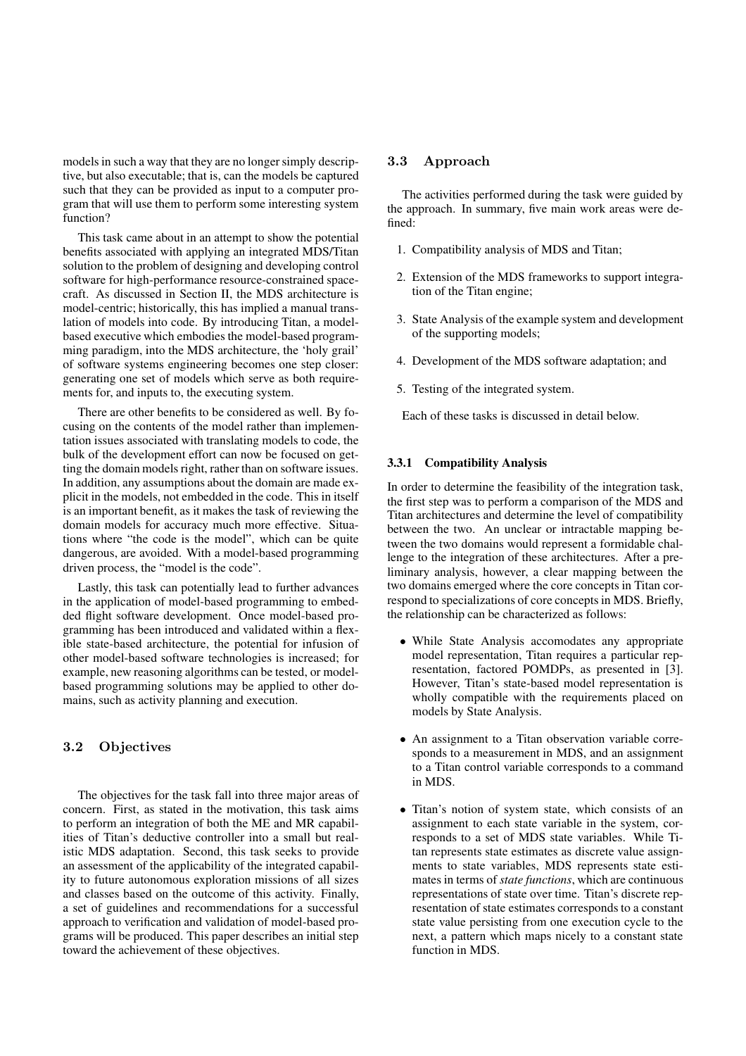models in such a way that they are no longer simply descriptive, but also executable; that is, can the models be captured such that they can be provided as input to a computer program that will use them to perform some interesting system function?

This task came about in an attempt to show the potential benefits associated with applying an integrated MDS/Titan solution to the problem of designing and developing control software for high-performance resource-constrained spacecraft. As discussed in Section II, the MDS architecture is model-centric; historically, this has implied a manual translation of models into code. By introducing Titan, a model-based executive which embodies the model-based programming paradigm, into the MDS architecture, the 'holy grail' of software systems engineering becomes one step closer: generating one set of models which serve as both requirements for, and inputs to, the executing system.

There are other benefits to be considered as well. By focusing on the contents of the model rather than implementation issues associated with translating models to code, the bulk of the development effort can now be focused on getting the domain models right, rather than on software issues. In addition, any assumptions about the domain are made explicit in the models, not embedded in the code. This in itself is an important benefit, as it makes the task of reviewing the domain models for accuracy much more effective. Situations where "the code is the model", which can be quite dangerous, are avoided. With a model-based programming driven process, the "model is the code".

Lastly, this task can potentially lead to further advances in the application of model-based programming to embedded flight software development. Once model-based programming has been introduced and validated within a flexible state-based architecture, the potential for infusion of other model-based software technologies is increased; for example, new reasoning algorithms can be tested, or model-based programming solutions may be applied to other domains, such as activity planning and execution.

## 3.2 Objectives

The objectives for the task fall into three major areas of concern. First, as stated in the motivation, this task aims to perform an integration of both the ME and MR capabilities of Titan's deductive controller into a small but realistic MDS adaptation. Second, this task seeks to provide an assessment of the applicability of the integrated capability to future autonomous exploration missions of all sizes and classes based on the outcome of this activity. Finally, a set of guidelines and recommendations for a successful approach to verification and validation of model-based programs will be produced. This paper describes an initial step toward the achievement of these objectives.

## 3.3 Approach

The activities performed during the task were guided by the approach. In summary, five main work areas were defined:

1. Compatibility analysis of MDS and Titan;
2. Extension of the MDS frameworks to support integration of the Titan engine;
3. State Analysis of the example system and development of the supporting models;
4. Development of the MDS software adaptation; and
5. Testing of the integrated system.

Each of these tasks is discussed in detail below.

### 3.3.1 Compatibility Analysis

In order to determine the feasibility of the integration task, the first step was to perform a comparison of the MDS and Titan architectures and determine the level of compatibility between the two. An unclear or intractable mapping between the two domains would represent a formidable challenge to the integration of these architectures. After a preliminary analysis, however, a clear mapping between the two domains emerged where the core concepts in Titan correspond to specializations of core concepts in MDS. Briefly, the relationship can be characterized as follows:

- While State Analysis accomodates any appropriate model representation, Titan requires a particular representation, factored POMDPs, as presented in [3]. However, Titan's state-based model representation is wholly compatible with the requirements placed on models by State Analysis.
- An assignment to a Titan observation variable corresponds to a measurement in MDS, and an assignment to a Titan control variable corresponds to a command in MDS.
- Titan's notion of system state, which consists of an assignment to each state variable in the system, corresponds to a set of MDS state variables. While Titan represents state estimates as discrete value assignments to state variables, MDS represents state estimates in terms of *state functions*, which are continuous representations of state over time. Titan's discrete representation of state estimates corresponds to a constant state value persisting from one execution cycle to the next, a pattern which maps nicely to a constant state function in MDS.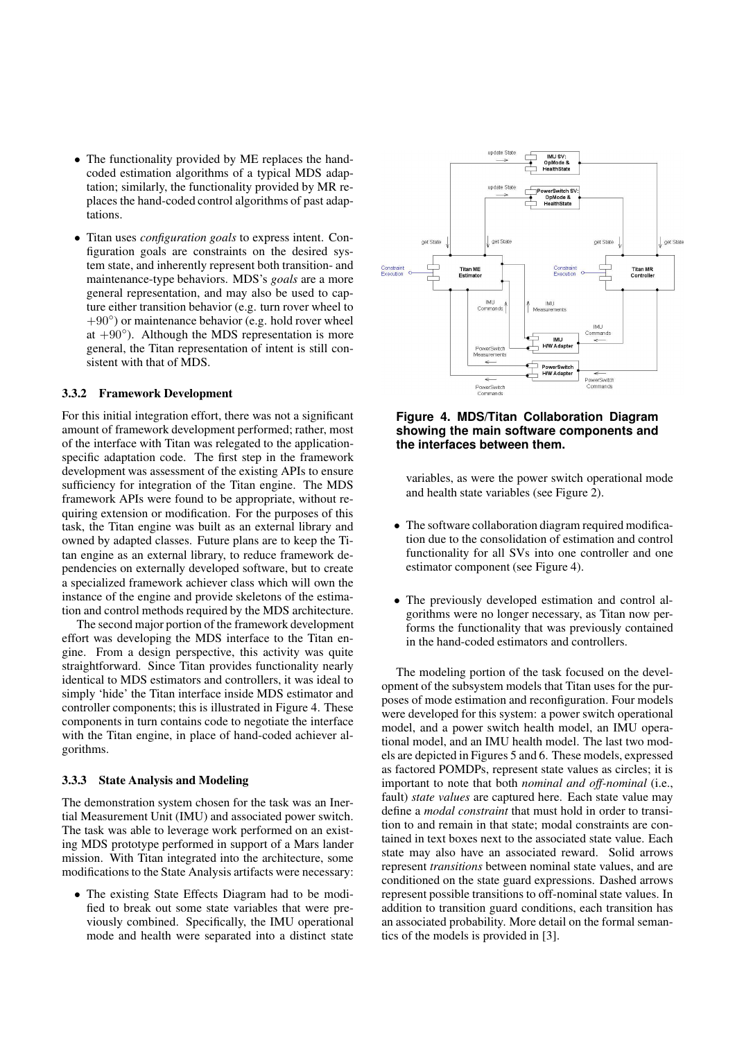- The functionality provided by ME replaces the hand-coded estimation algorithms of a typical MDS adaptation; similarly, the functionality provided by MR replaces the hand-coded control algorithms of past adaptations.
- Titan uses *configuration goals* to express intent. Configuration goals are constraints on the desired system state, and inherently represent both transition- and maintenance-type behaviors. MDS's *goals* are a more general representation, and may also be used to capture either transition behavior (e.g. turn rover wheel to $+90^{\circ}$) or maintenance behavior (e.g. hold rover wheel at $+90^{\circ}$). Although the MDS representation is more general, the Titan representation of intent is still consistent with that of MDS.

### 3.3.2 Framework Development

For this initial integration effort, there was not a significant amount of framework development performed; rather, most of the interface with Titan was relegated to the application-specific adaptation code. The first step in the framework development was assessment of the existing APIs to ensure sufficiency for integration of the Titan engine. The MDS framework APIs were found to be appropriate, without requiring extension or modification. For the purposes of this task, the Titan engine was built as an external library and owned by adapted classes. Future plans are to keep the Titan engine as an external library, to reduce framework dependencies on externally developed software, but to create a specialized framework achiever class which will own the instance of the engine and provide skeletons of the estimation and control methods required by the MDS architecture.

The second major portion of the framework development effort was developing the MDS interface to the Titan engine. From a design perspective, this activity was quite straightforward. Since Titan provides functionality nearly identical to MDS estimators and controllers, it was ideal to simply 'hide' the Titan interface inside MDS estimator and controller components; this is illustrated in Figure 4. These components in turn contains code to negotiate the interface with the Titan engine, in place of hand-coded achiever algorithms.

### 3.3.3 State Analysis and Modeling

The demonstration system chosen for the task was an Inertial Measurement Unit (IMU) and associated power switch. The task was able to leverage work performed on an existing MDS prototype performed in support of a Mars lander mission. With Titan integrated into the architecture, some modifications to the State Analysis artifacts were necessary:

- The existing State Effects Diagram had to be modified to break out some state variables that were previously combined. Specifically, the IMU operational mode and health were separated into a distinct state variables, as were the power switch operational mode and health state variables (see Figure 2).

update State
IMU SV: OpMode & HealthState
update State
PowerSwitch SV: OpMode & HealthState
get State
get State
get State
get State
Constraint Execution
Titan ME Estimator
Constraint Execution
Titan MR Controller
IMU Commands
IMU Measurements
IMU Commands
IMU H/W Adapter
PowerSwitch Measurements
PowerSwitch H/W Adapter
PowerSwitch Commands
PowerSwitch Commands

**Figure 4. MDS/Titan Collaboration Diagram showing the main software components and the interfaces between them.**

- The software collaboration diagram required modification due to the consolidation of estimation and control functionality for all SVs into one controller and one estimator component (see Figure 4).
- The previously developed estimation and control algorithms were no longer necessary, as Titan now performs the functionality that was previously contained in the hand-coded estimators and controllers.

The modeling portion of the task focused on the development of the subsystem models that Titan uses for the purposes of mode estimation and reconfiguration. Four models were developed for this system: a power switch operational model, and a power switch health model, an IMU operational model, and an IMU health model. The last two models are depicted in Figures 5 and 6. These models, expressed as factored POMDPs, represent state values as circles; it is important to note that both *nominal and off-nominal* (i.e., fault) *state values* are captured here. Each state value may define a *modal constraint* that must hold in order to transition to and remain in that state; modal constraints are contained in text boxes next to the associated state value. Each state may also have an associated reward. Solid arrows represent *transitions* between nominal state values, and are conditioned on the state guard expressions. Dashed arrows represent possible transitions to off-nominal state values. In addition to transition guard conditions, each transition has an associated probability. More detail on the formal semantics of the models is provided in [3].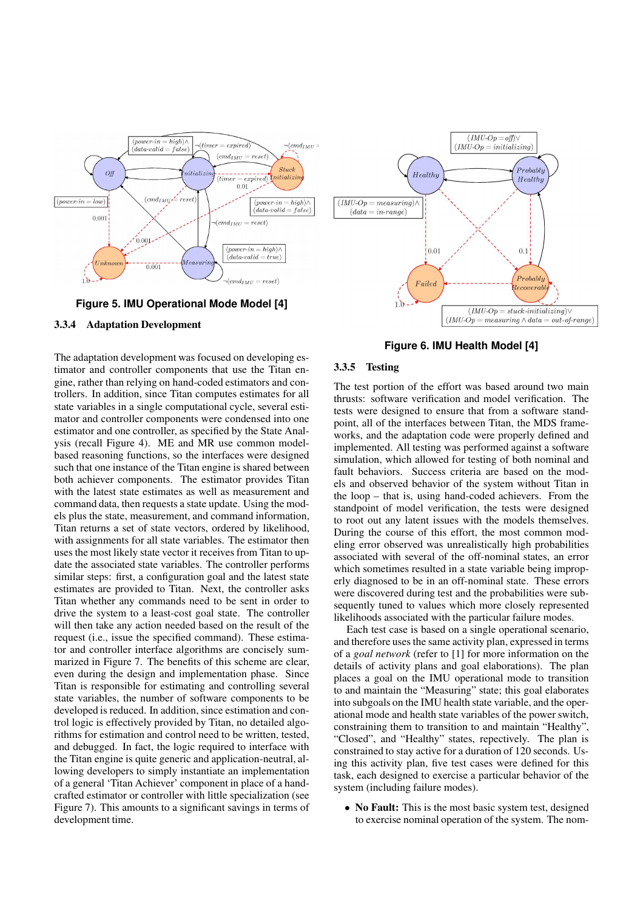**Figure 5. IMU Operational Mode Model [4]**

### 3.3.4 Adaptation Development

The adaptation development was focused on developing estimator and controller components that use the Titan engine, rather than relying on hand-coded estimators and controllers. In addition, since Titan computes estimates for all state variables in a single computational cycle, several estimator and controller components were condensed into one estimator and one controller, as specified by the State Analysis (recall Figure 4). ME and MR use common model-based reasoning functions, so the interfaces were designed such that one instance of the Titan engine is shared between both achiever components. The estimator provides Titan with the latest state estimates as well as measurement and command data, then requests a state update. Using the models plus the state, measurement, and command information, Titan returns a set of state vectors, ordered by likelihood, with assignments for all state variables. The estimator then uses the most likely state vector it receives from Titan to update the associated state variables. The controller performs similar steps: first, a configuration goal and the latest state estimates are provided to Titan. Next, the controller asks Titan whether any commands need to be sent in order to drive the system to a least-cost goal state. The controller will then take any action needed based on the result of the request (i.e., issue the specified command). These estimator and controller interface algorithms are concisely summarized in Figure 7. The benefits of this scheme are clear, even during the design and implementation phase. Since Titan is responsible for estimating and controlling several state variables, the number of software components to be developed is reduced. In addition, since estimation and control logic is effectively provided by Titan, no detailed algorithms for estimation and control need to be written, tested, and debugged. In fact, the logic required to interface with the Titan engine is quite generic and application-neutral, allowing developers to simply instantiate an implementation of a general 'Titan Achiever' component in place of a hand-crafted estimator or controller with little specialization (see Figure 7). This amounts to a significant savings in terms of development time.

**Figure 6. IMU Health Model [4]**

### 3.3.5 Testing

The test portion of the effort was based around two main thrusts: software verification and model verification. The tests were designed to ensure that from a software standpoint, all of the interfaces between Titan, the MDS frameworks, and the adaptation code were properly defined and implemented. All testing was performed against a software simulation, which allowed for testing of both nominal and fault behaviors. Success criteria are based on the models and observed behavior of the system without Titan in the loop – that is, using hand-coded achievers. From the standpoint of model verification, the tests were designed to root out any latent issues with the models themselves. During the course of this effort, the most common modeling error observed was unrealistically high probabilities associated with several of the off-nominal states, an error which sometimes resulted in a state variable being improperly diagnosed to be in an off-nominal state. These errors were discovered during test and the probabilities were subsequently tuned to values which more closely represented likelihoods associated with the particular failure modes.

Each test case is based on a single operational scenario, and therefore uses the same activity plan, expressed in terms of a *goal network* (refer to [1] for more information on the details of activity plans and goal elaborations). The plan places a goal on the IMU operational mode to transition to and maintain the "Measuring" state; this goal elaborates into subgoals on the IMU health state variable, and the operational mode and health state variables of the power switch, constraining them to transition to and maintain "Healthy", "Closed", and "Healthy" states, repectively. The plan is constrained to stay active for a duration of 120 seconds. Using this activity plan, five test cases were defined for this task, each designed to exercise a particular behavior of the system (including failure modes).

- **No Fault:** This is the most basic system test, designed to exercise nominal operation of the system. The nom-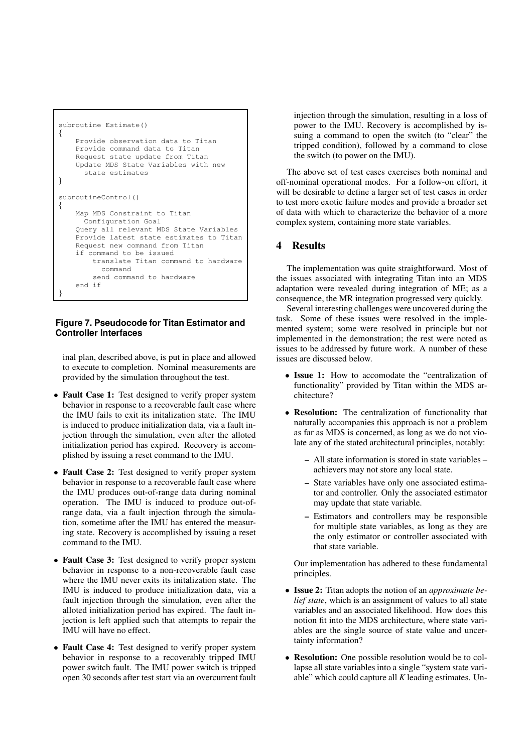```
subroutine Estimate()
{
    Provide observation data to Titan
    Provide command data to Titan
    Request state update from Titan
    Update MDS State Variables with new
      state estimates
}

subroutineControl()
{
    Map MDS Constraint to Titan
      Configuration Goal
    Query all relevant MDS State Variables
    Provide latest state estimates to Titan
    Request new command from Titan
    if command to be issued
        translate Titan command to hardware
          command
        send command to hardware
    end if
}
```

**Figure 7. Pseudocode for Titan Estimator and Controller Interfaces**

inal plan, described above, is put in place and allowed to execute to completion. Nominal measurements are provided by the simulation throughout the test.

- **Fault Case 1:** Test designed to verify proper system behavior in response to a recoverable fault case where the IMU fails to exit its initalization state. The IMU is induced to produce initialization data, via a fault injection through the simulation, even after the alloted initialization period has expired. Recovery is accomplished by issuing a reset command to the IMU.

- **Fault Case 2:** Test designed to verify proper system behavior in response to a recoverable fault case where the IMU produces out-of-range data during nominal operation. The IMU is induced to produce out-of-range data, via a fault injection through the simulation, sometime after the IMU has entered the measuring state. Recovery is accomplished by issuing a reset command to the IMU.

- **Fault Case 3:** Test designed to verify proper system behavior in response to a non-recoverable fault case where the IMU never exits its initalization state. The IMU is induced to produce initialization data, via a fault injection through the simulation, even after the alloted initialization period has expired. The fault injection is left applied such that attempts to repair the IMU will have no effect.

- **Fault Case 4:** Test designed to verify proper system behavior in response to a recoverably tripped IMU power switch fault. The IMU power switch is tripped open 30 seconds after test start via an overcurrent fault injection through the simulation, resulting in a loss of power to the IMU. Recovery is accomplished by issuing a command to open the switch (to "clear" the tripped condition), followed by a command to close the switch (to power on the IMU).

The above set of test cases exercises both nominal and off-nominal operational modes. For a follow-on effort, it will be desirable to define a larger set of test cases in order to test more exotic failure modes and provide a broader set of data with which to characterize the behavior of a more complex system, containing more state variables.

## 4 Results

The implementation was quite straightforward. Most of the issues associated with integrating Titan into an MDS adaptation were revealed during integration of ME; as a consequence, the MR integration progressed very quickly.

Several interesting challenges were uncovered during the task. Some of these issues were resolved in the implemented system; some were resolved in principle but not implemented in the demonstration; the rest were noted as issues to be addressed by future work. A number of these issues are discussed below.

- **Issue 1:** How to accomodate the "centralization of functionality" provided by Titan within the MDS architecture?

- **Resolution:** The centralization of functionality that naturally accompanies this approach is not a problem as far as MDS is concerned, as long as we do not violate any of the stated architectural principles, notably:

  - All state information is stored in state variables – achievers may not store any local state.
  - State variables have only one associated estimator and controller. Only the associated estimator may update that state variable.
  - Estimators and controllers may be responsible for multiple state variables, as long as they are the only estimator or controller associated with that state variable.

  Our implementation has adhered to these fundamental principles.

- **Issue 2:** Titan adopts the notion of an *approximate belief state*, which is an assignment of values to all state variables and an associated likelihood. How does this notion fit into the MDS architecture, where state variables are the single source of state value and uncertainty information?

- **Resolution:** One possible resolution would be to collapse all state variables into a single "system state variable" which could capture all *K* leading estimates. Un-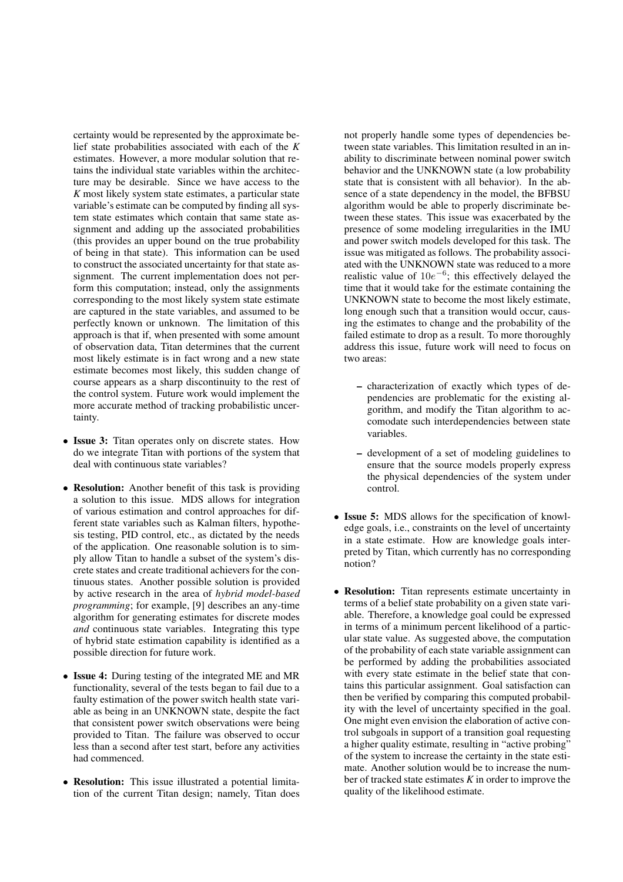certainty would be represented by the approximate belief state probabilities associated with each of the *K* estimates. However, a more modular solution that retains the individual state variables within the architecture may be desirable. Since we have access to the *K* most likely system state estimates, a particular state variable's estimate can be computed by finding all system state estimates which contain that same state assignment and adding up the associated probabilities (this provides an upper bound on the true probability of being in that state). This information can be used to construct the associated uncertainty for that state assignment. The current implementation does not perform this computation; instead, only the assignments corresponding to the most likely system state estimate are captured in the state variables, and assumed to be perfectly known or unknown. The limitation of this approach is that if, when presented with some amount of observation data, Titan determines that the current most likely estimate is in fact wrong and a new state estimate becomes most likely, this sudden change of course appears as a sharp discontinuity to the rest of the control system. Future work would implement the more accurate method of tracking probabilistic uncertainty.

- **Issue 3:** Titan operates only on discrete states. How do we integrate Titan with portions of the system that deal with continuous state variables?
- **Resolution:** Another benefit of this task is providing a solution to this issue. MDS allows for integration of various estimation and control approaches for different state variables such as Kalman filters, hypothesis testing, PID control, etc., as dictated by the needs of the application. One reasonable solution is to simply allow Titan to handle a subset of the system's discrete states and create traditional achievers for the continuous states. Another possible solution is provided by active research in the area of *hybrid model-based programming*; for example, [9] describes an any-time algorithm for generating estimates for discrete modes *and* continuous state variables. Integrating this type of hybrid state estimation capability is identified as a possible direction for future work.
- **Issue 4:** During testing of the integrated ME and MR functionality, several of the tests began to fail due to a faulty estimation of the power switch health state variable as being in an UNKNOWN state, despite the fact that consistent power switch observations were being provided to Titan. The failure was observed to occur less than a second after test start, before any activities had commenced.
- **Resolution:** This issue illustrated a potential limitation of the current Titan design; namely, Titan does not properly handle some types of dependencies between state variables. This limitation resulted in an inability to discriminate between nominal power switch behavior and the UNKNOWN state (a low probability state that is consistent with all behavior). In the absence of a state dependency in the model, the BFBSU algorithm would be able to properly discriminate between these states. This issue was exacerbated by the presence of some modeling irregularities in the IMU and power switch models developed for this task. The issue was mitigated as follows. The probability associated with the UNKNOWN state was reduced to a more realistic value of $10e^{-6}$; this effectively delayed the time that it would take for the estimate containing the UNKNOWN state to become the most likely estimate, long enough such that a transition would occur, causing the estimates to change and the probability of the failed estimate to drop as a result. To more thoroughly address this issue, future work will need to focus on two areas:
  - characterization of exactly which types of dependencies are problematic for the existing algorithm, and modify the Titan algorithm to accomodate such interdependencies between state variables.
  - development of a set of modeling guidelines to ensure that the source models properly express the physical dependencies of the system under control.
- **Issue 5:** MDS allows for the specification of knowledge goals, i.e., constraints on the level of uncertainty in a state estimate. How are knowledge goals interpreted by Titan, which currently has no corresponding notion?
- **Resolution:** Titan represents estimate uncertainty in terms of a belief state probability on a given state variable. Therefore, a knowledge goal could be expressed in terms of a minimum percent likelihood of a particular state value. As suggested above, the computation of the probability of each state variable assignment can be performed by adding the probabilities associated with every state estimate in the belief state that contains this particular assignment. Goal satisfaction can then be verified by comparing this computed probability with the level of uncertainty specified in the goal. One might even envision the elaboration of active control subgoals in support of a transition goal requesting a higher quality estimate, resulting in "active probing" of the system to increase the certainty in the state estimate. Another solution would be to increase the number of tracked state estimates *K* in order to improve the quality of the likelihood estimate.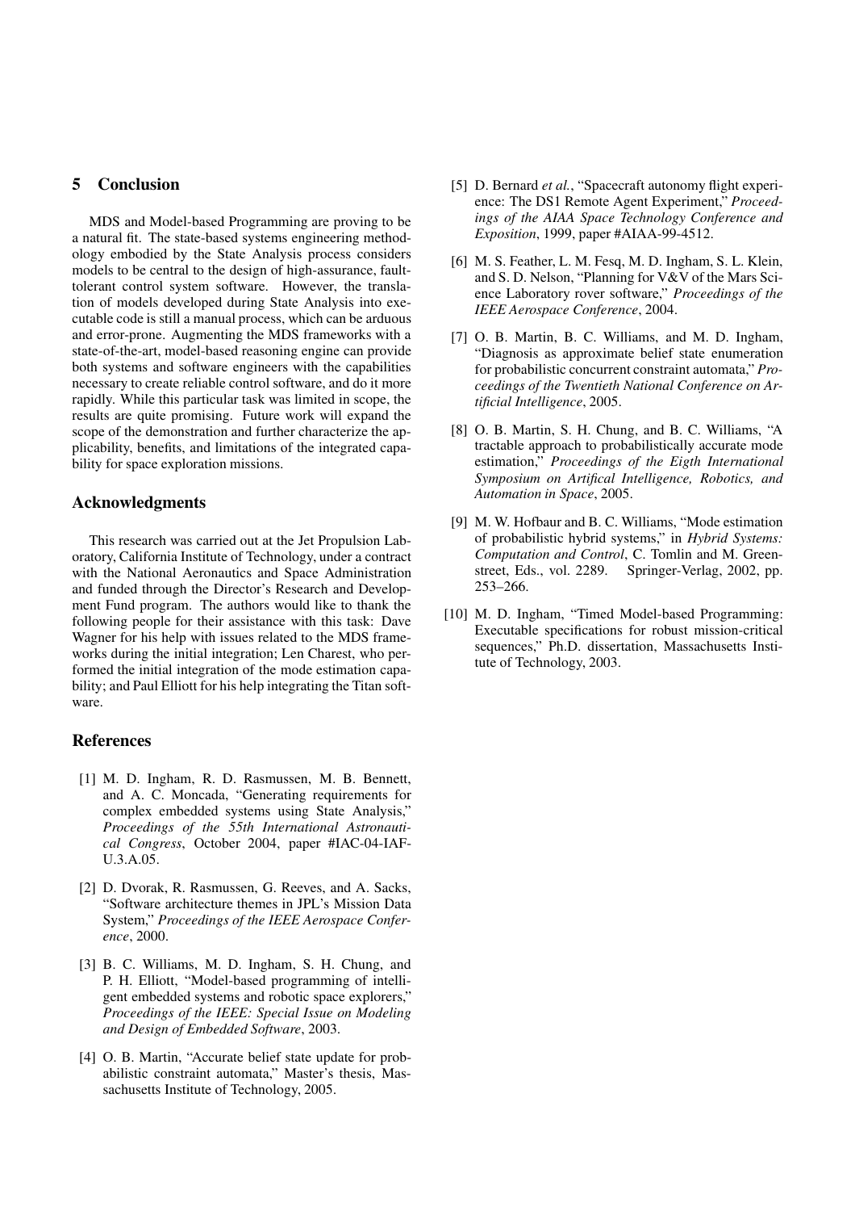## 5 Conclusion

MDS and Model-based Programming are proving to be a natural fit. The state-based systems engineering methodology embodied by the State Analysis process considers models to be central to the design of high-assurance, fault-tolerant control system software. However, the translation of models developed during State Analysis into executable code is still a manual process, which can be arduous and error-prone. Augmenting the MDS frameworks with a state-of-the-art, model-based reasoning engine can provide both systems and software engineers with the capabilities necessary to create reliable control software, and do it more rapidly. While this particular task was limited in scope, the results are quite promising. Future work will expand the scope of the demonstration and further characterize the applicability, benefits, and limitations of the integrated capability for space exploration missions.

## Acknowledgments

This research was carried out at the Jet Propulsion Laboratory, California Institute of Technology, under a contract with the National Aeronautics and Space Administration and funded through the Director's Research and Development Fund program. The authors would like to thank the following people for their assistance with this task: Dave Wagner for his help with issues related to the MDS frameworks during the initial integration; Len Charest, who performed the initial integration of the mode estimation capability; and Paul Elliott for his help integrating the Titan software.

## References

[1] M. D. Ingham, R. D. Rasmussen, M. B. Bennett, and A. C. Moncada, "Generating requirements for complex embedded systems using State Analysis," *Proceedings of the 55th International Astronautical Congress*, October 2004, paper #IAC-04-IAF-U.3.A.05.

[2] D. Dvorak, R. Rasmussen, G. Reeves, and A. Sacks, "Software architecture themes in JPL's Mission Data System," *Proceedings of the IEEE Aerospace Conference*, 2000.

[3] B. C. Williams, M. D. Ingham, S. H. Chung, and P. H. Elliott, "Model-based programming of intelligent embedded systems and robotic space explorers," *Proceedings of the IEEE: Special Issue on Modeling and Design of Embedded Software*, 2003.

[4] O. B. Martin, "Accurate belief state update for probabilistic constraint automata," Master's thesis, Massachusetts Institute of Technology, 2005.

[5] D. Bernard *et al.*, "Spacecraft autonomy flight experience: The DS1 Remote Agent Experiment," *Proceedings of the AIAA Space Technology Conference and Exposition*, 1999, paper #AIAA-99-4512.

[6] M. S. Feather, L. M. Fesq, M. D. Ingham, S. L. Klein, and S. D. Nelson, "Planning for V&V of the Mars Science Laboratory rover software," *Proceedings of the IEEE Aerospace Conference*, 2004.

[7] O. B. Martin, B. C. Williams, and M. D. Ingham, "Diagnosis as approximate belief state enumeration for probabilistic concurrent constraint automata," *Proceedings of the Twentieth National Conference on Artificial Intelligence*, 2005.

[8] O. B. Martin, S. H. Chung, and B. C. Williams, "A tractable approach to probabilistically accurate mode estimation," *Proceedings of the Eigth International Symposium on Artifical Intelligence, Robotics, and Automation in Space*, 2005.

[9] M. W. Hofbaur and B. C. Williams, "Mode estimation of probabilistic hybrid systems," in *Hybrid Systems: Computation and Control*, C. Tomlin and M. Greenstreet, Eds., vol. 2289. Springer-Verlag, 2002, pp. 253–266.

[10] M. D. Ingham, "Timed Model-based Programming: Executable specifications for robust mission-critical sequences," Ph.D. dissertation, Massachusetts Institute of Technology, 2003.